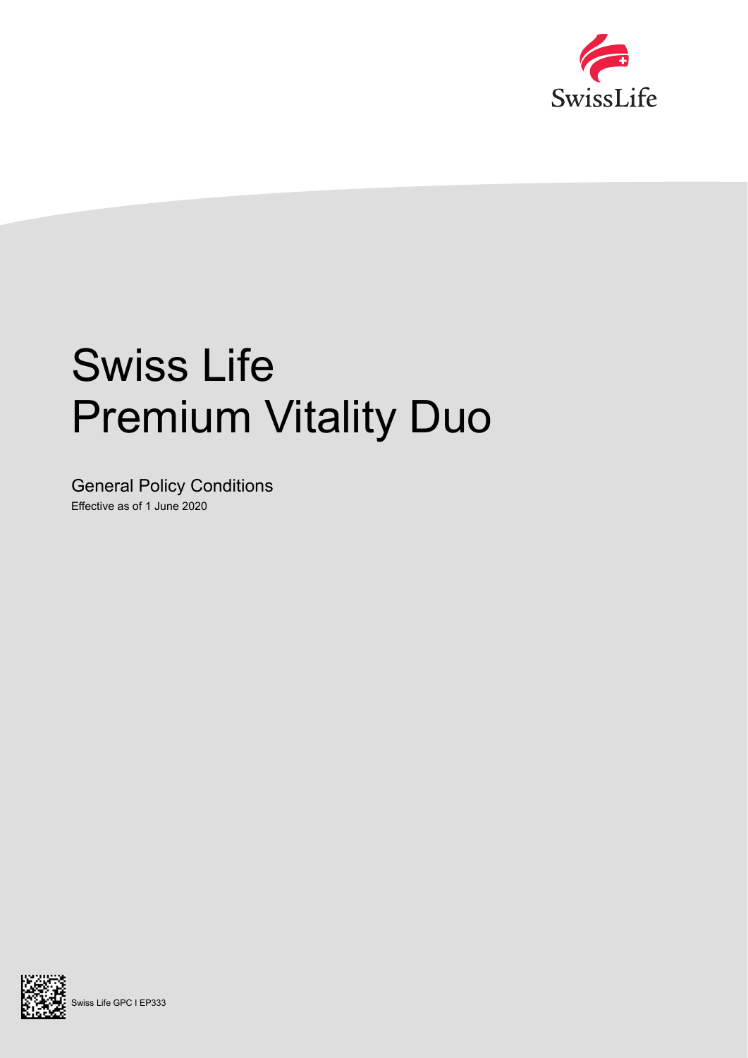# Swiss Life Premium Vitality Duo

## General Policy Conditions

Effective as of 1 June 2020

Swiss Life GPC I EP333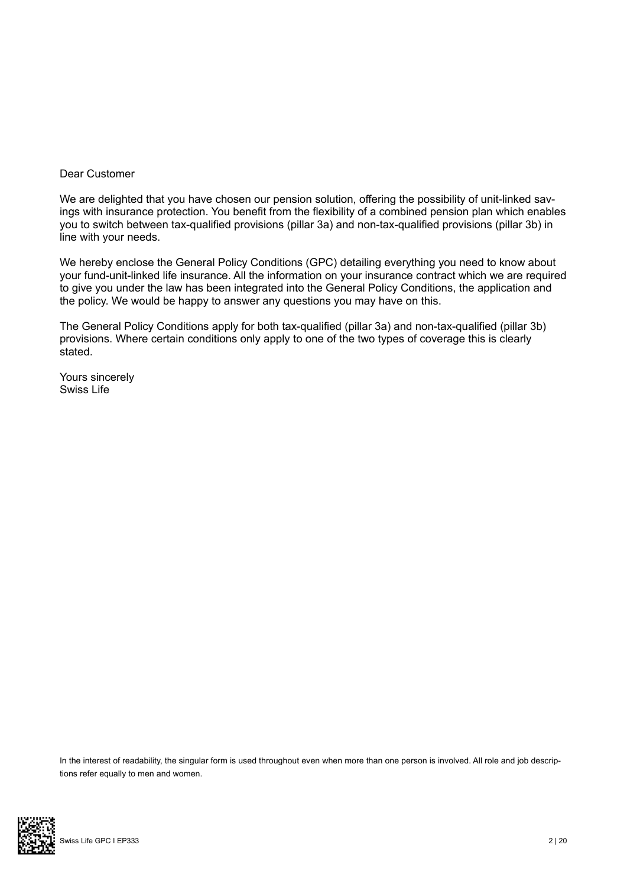Dear Customer

We are delighted that you have chosen our pension solution, offering the possibility of unit-linked savings with insurance protection. You benefit from the flexibility of a combined pension plan which enables you to switch between tax-qualified provisions (pillar 3a) and non-tax-qualified provisions (pillar 3b) in line with your needs.

We hereby enclose the General Policy Conditions (GPC) detailing everything you need to know about your fund-unit-linked life insurance. All the information on your insurance contract which we are required to give you under the law has been integrated into the General Policy Conditions, the application and the policy. We would be happy to answer any questions you may have on this.

The General Policy Conditions apply for both tax-qualified (pillar 3a) and non-tax-qualified (pillar 3b) provisions. Where certain conditions only apply to one of the two types of coverage this is clearly stated.

Yours sincerely
Swiss Life

In the interest of readability, the singular form is used throughout even when more than one person is involved. All role and job descriptions refer equally to men and women.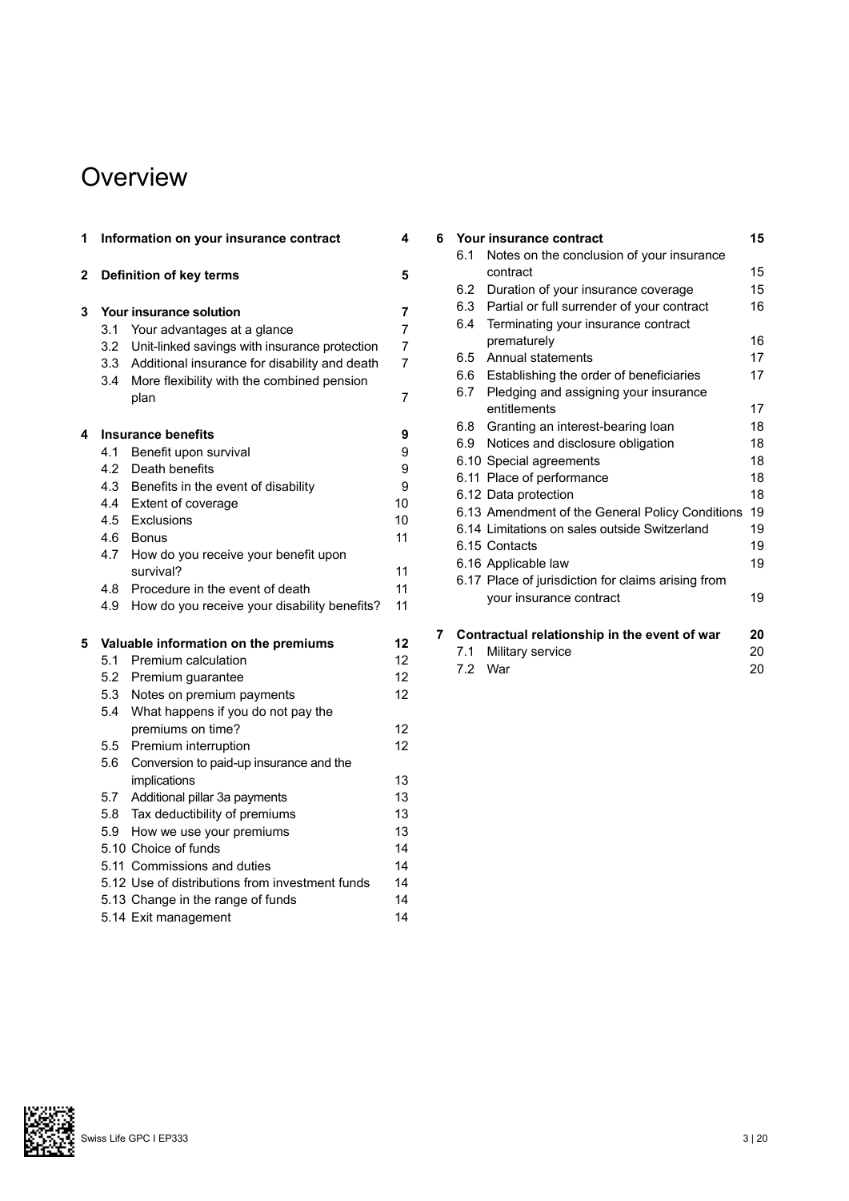# Overview

| | | |
|---|---|---|
| **1** | **Information on your insurance contract** | **4** |
| **2** | **Definition of key terms** | **5** |
| **3** | **Your insurance solution** | **7** |
| 3.1 | Your advantages at a glance | 7 |
| 3.2 | Unit-linked savings with insurance protection | 7 |
| 3.3 | Additional insurance for disability and death | 7 |
| 3.4 | More flexibility with the combined pension plan | 7 |
| **4** | **Insurance benefits** | **9** |
| 4.1 | Benefit upon survival | 9 |
| 4.2 | Death benefits | 9 |
| 4.3 | Benefits in the event of disability | 9 |
| 4.4 | Extent of coverage | 10 |
| 4.5 | Exclusions | 10 |
| 4.6 | Bonus | 11 |
| 4.7 | How do you receive your benefit upon survival? | 11 |
| 4.8 | Procedure in the event of death | 11 |
| 4.9 | How do you receive your disability benefits? | 11 |
| **5** | **Valuable information on the premiums** | **12** |
| 5.1 | Premium calculation | 12 |
| 5.2 | Premium guarantee | 12 |
| 5.3 | Notes on premium payments | 12 |
| 5.4 | What happens if you do not pay the premiums on time? | 12 |
| 5.5 | Premium interruption | 12 |
| 5.6 | Conversion to paid-up insurance and the implications | 13 |
| 5.7 | Additional pillar 3a payments | 13 |
| 5.8 | Tax deductibility of premiums | 13 |
| 5.9 | How we use your premiums | 13 |
| 5.10 | Choice of funds | 14 |
| 5.11 | Commissions and duties | 14 |
| 5.12 | Use of distributions from investment funds | 14 |
| 5.13 | Change in the range of funds | 14 |
| 5.14 | Exit management | 14 |
| **6** | **Your insurance contract** | **15** |
| 6.1 | Notes on the conclusion of your insurance contract | 15 |
| 6.2 | Duration of your insurance coverage | 15 |
| 6.3 | Partial or full surrender of your contract | 16 |
| 6.4 | Terminating your insurance contract prematurely | 16 |
| 6.5 | Annual statements | 17 |
| 6.6 | Establishing the order of beneficiaries | 17 |
| 6.7 | Pledging and assigning your insurance entitlements | 17 |
| 6.8 | Granting an interest-bearing loan | 18 |
| 6.9 | Notices and disclosure obligation | 18 |
| 6.10 | Special agreements | 18 |
| 6.11 | Place of performance | 18 |
| 6.12 | Data protection | 18 |
| 6.13 | Amendment of the General Policy Conditions | 19 |
| 6.14 | Limitations on sales outside Switzerland | 19 |
| 6.15 | Contacts | 19 |
| 6.16 | Applicable law | 19 |
| 6.17 | Place of jurisdiction for claims arising from your insurance contract | 19 |
| **7** | **Contractual relationship in the event of war** | **20** |
| 7.1 | Military service | 20 |
| 7.2 | War | 20 |

Swiss Life GPC I EP333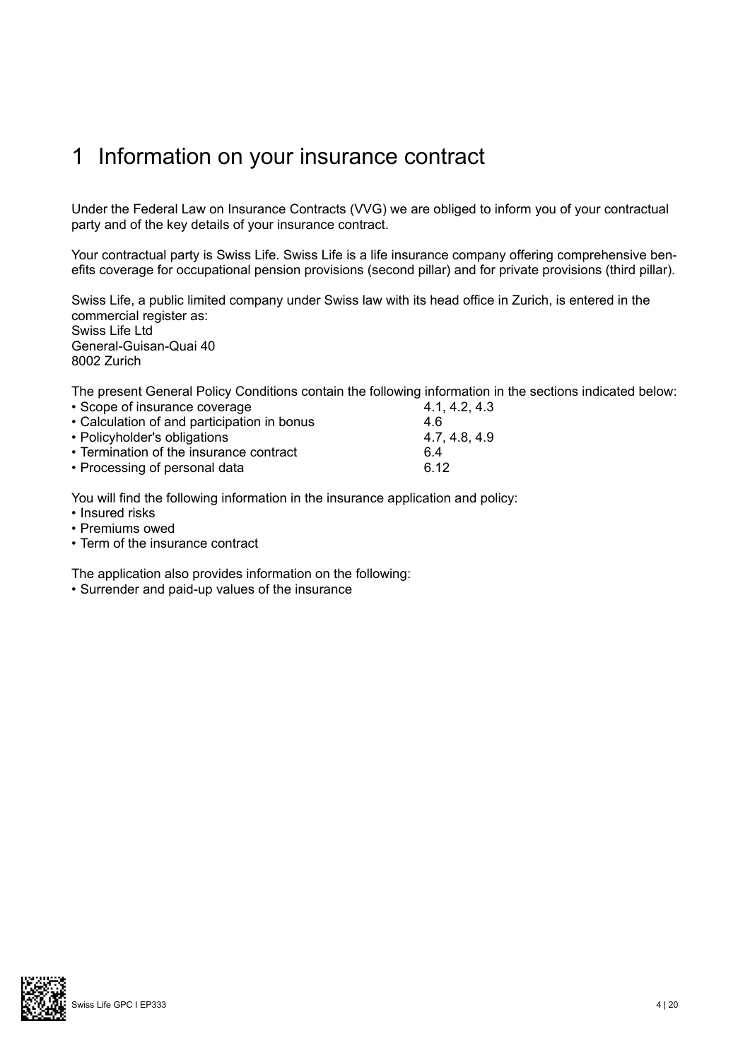# 1 Information on your insurance contract

Under the Federal Law on Insurance Contracts (VVG) we are obliged to inform you of your contractual party and of the key details of your insurance contract.

Your contractual party is Swiss Life. Swiss Life is a life insurance company offering comprehensive benefits coverage for occupational pension provisions (second pillar) and for private provisions (third pillar).

Swiss Life, a public limited company under Swiss law with its head office in Zurich, is entered in the commercial register as:
Swiss Life Ltd
General-Guisan-Quai 40
8002 Zurich

The present General Policy Conditions contain the following information in the sections indicated below:

| | |
|---|---|
| • Scope of insurance coverage | 4.1, 4.2, 4.3 |
| • Calculation of and participation in bonus | 4.6 |
| • Policyholder's obligations | 4.7, 4.8, 4.9 |
| • Termination of the insurance contract | 6.4 |
| • Processing of personal data | 6.12 |

You will find the following information in the insurance application and policy:

- Insured risks
- Premiums owed
- Term of the insurance contract

The application also provides information on the following:

- Surrender and paid-up values of the insurance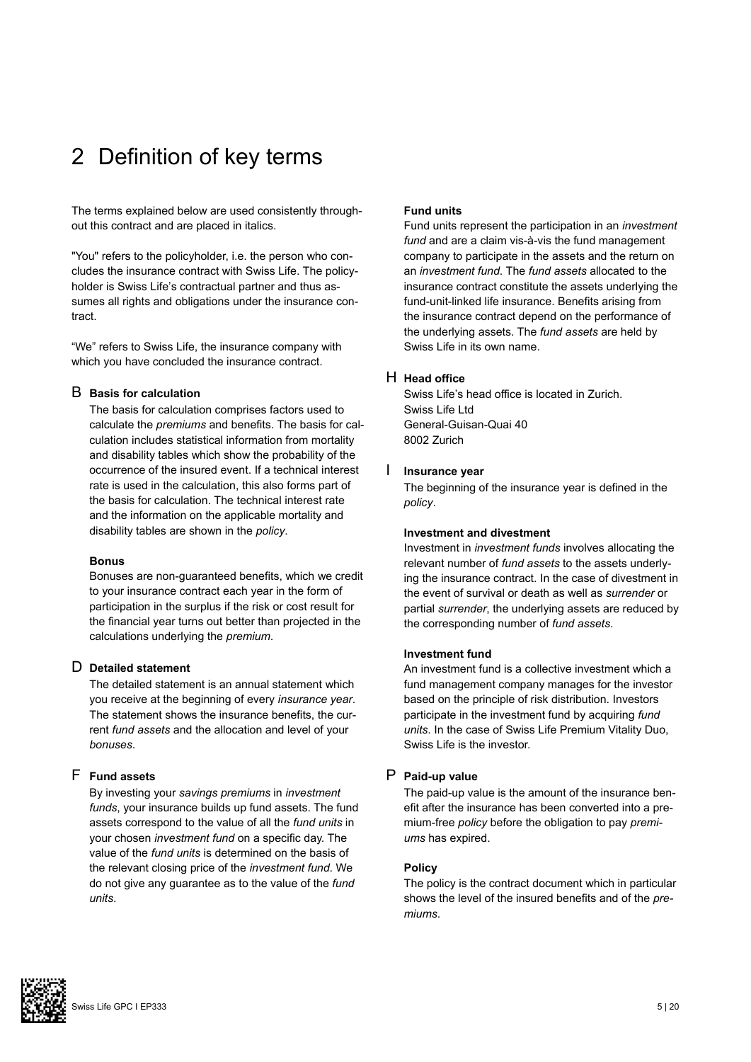# 2 Definition of key terms

The terms explained below are used consistently throughout this contract and are placed in italics.

"You" refers to the policyholder, i.e. the person who concludes the insurance contract with Swiss Life. The policyholder is Swiss Life's contractual partner and thus assumes all rights and obligations under the insurance contract.

"We" refers to Swiss Life, the insurance company with which you have concluded the insurance contract.

## B

**Basis for calculation**

The basis for calculation comprises factors used to calculate the *premiums* and benefits. The basis for calculation includes statistical information from mortality and disability tables which show the probability of the occurrence of the insured event. If a technical interest rate is used in the calculation, this also forms part of the basis for calculation. The technical interest rate and the information on the applicable mortality and disability tables are shown in the *policy*.

**Bonus**

Bonuses are non-guaranteed benefits, which we credit to your insurance contract each year in the form of participation in the surplus if the risk or cost result for the financial year turns out better than projected in the calculations underlying the *premium*.

## D

**Detailed statement**

The detailed statement is an annual statement which you receive at the beginning of every *insurance year*. The statement shows the insurance benefits, the current *fund assets* and the allocation and level of your *bonuses*.

## F

**Fund assets**

By investing your *savings premiums* in *investment funds*, your insurance builds up fund assets. The fund assets correspond to the value of all the *fund units* in your chosen *investment fund* on a specific day. The value of the *fund units* is determined on the basis of the relevant closing price of the *investment fund*. We do not give any guarantee as to the value of the *fund units*.

**Fund units**

Fund units represent the participation in an *investment fund* and are a claim vis-à-vis the fund management company to participate in the assets and the return on an *investment fund*. The *fund assets* allocated to the insurance contract constitute the assets underlying the fund-unit-linked life insurance. Benefits arising from the insurance contract depend on the performance of the underlying assets. The *fund assets* are held by Swiss Life in its own name.

## H

**Head office**

Swiss Life's head office is located in Zurich.
Swiss Life Ltd
General-Guisan-Quai 40
8002 Zurich

## I

**Insurance year**

The beginning of the insurance year is defined in the *policy*.

**Investment and divestment**

Investment in *investment funds* involves allocating the relevant number of *fund assets* to the assets underlying the insurance contract. In the case of divestment in the event of survival or death as well as *surrender* or partial *surrender*, the underlying assets are reduced by the corresponding number of *fund assets*.

**Investment fund**

An investment fund is a collective investment which a fund management company manages for the investor based on the principle of risk distribution. Investors participate in the investment fund by acquiring *fund units*. In the case of Swiss Life Premium Vitality Duo, Swiss Life is the investor.

## P

**Paid-up value**

The paid-up value is the amount of the insurance benefit after the insurance has been converted into a premium-free *policy* before the obligation to pay *premiums* has expired.

**Policy**

The policy is the contract document which in particular shows the level of the insured benefits and of the *premiums*.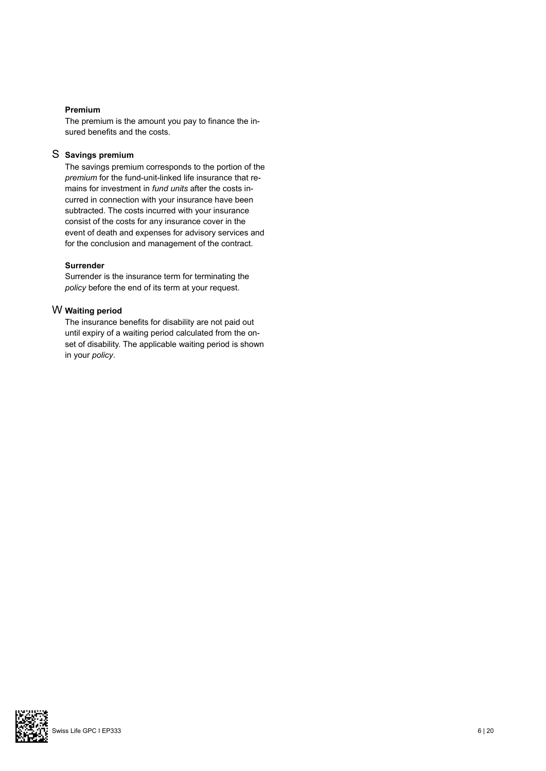**Premium**

The premium is the amount you pay to finance the insured benefits and the costs.

S **Savings premium**

The savings premium corresponds to the portion of the *premium* for the fund-unit-linked life insurance that remains for investment in *fund units* after the costs incurred in connection with your insurance have been subtracted. The costs incurred with your insurance consist of the costs for any insurance cover in the event of death and expenses for advisory services and for the conclusion and management of the contract.

**Surrender**

Surrender is the insurance term for terminating the *policy* before the end of its term at your request.

W **Waiting period**

The insurance benefits for disability are not paid out until expiry of a waiting period calculated from the onset of disability. The applicable waiting period is shown in your *policy*.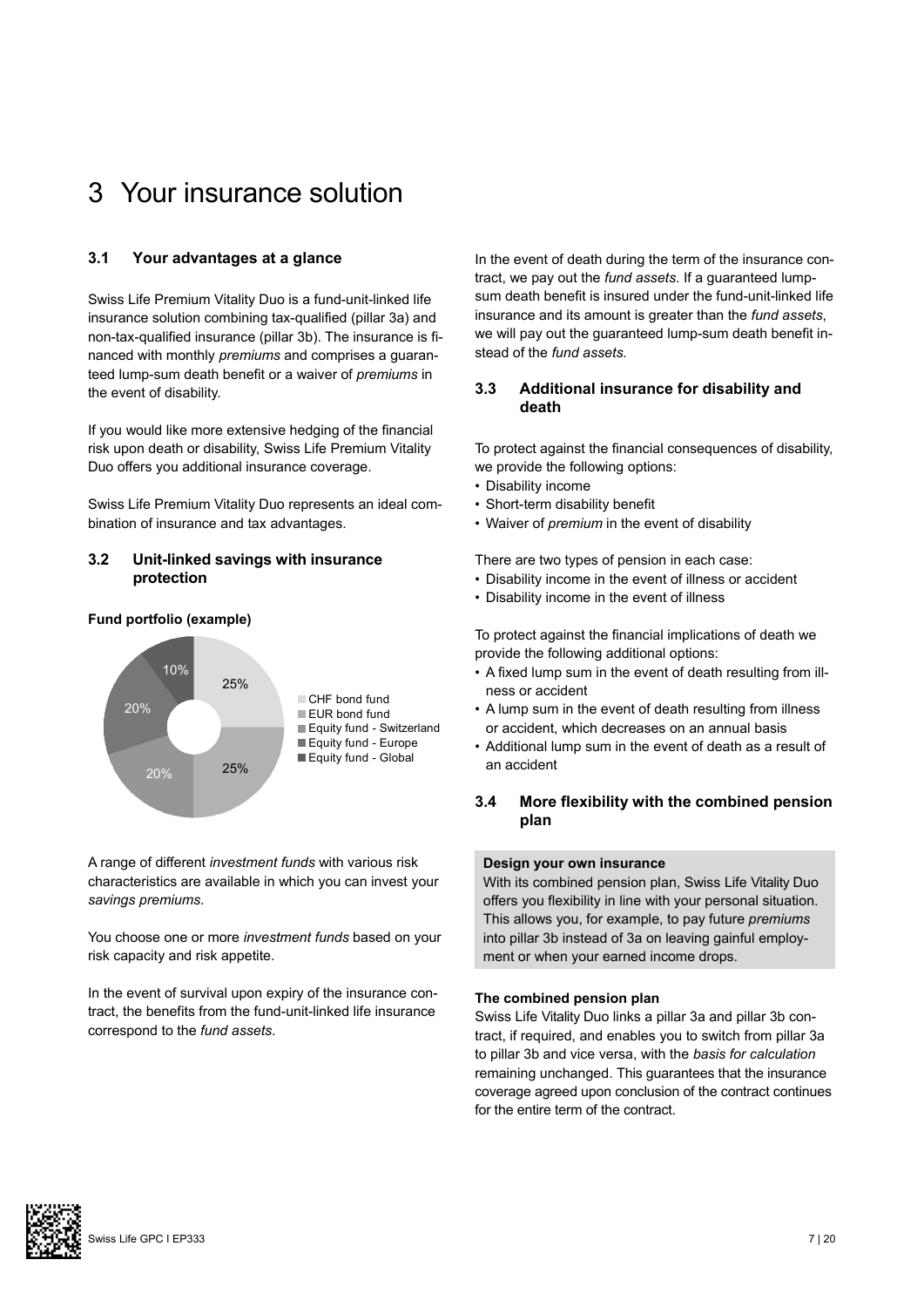# 3 Your insurance solution

## 3.1 Your advantages at a glance

Swiss Life Premium Vitality Duo is a fund-unit-linked life insurance solution combining tax-qualified (pillar 3a) and non-tax-qualified insurance (pillar 3b). The insurance is financed with monthly *premiums* and comprises a guaranteed lump-sum death benefit or a waiver of *premiums* in the event of disability.

If you would like more extensive hedging of the financial risk upon death or disability, Swiss Life Premium Vitality Duo offers you additional insurance coverage.

Swiss Life Premium Vitality Duo represents an ideal combination of insurance and tax advantages.

## 3.2 Unit-linked savings with insurance protection

**Fund portfolio (example)**

| Fund | Share |
|---|---|
| CHF bond fund | 25% |
| EUR bond fund | 25% |
| Equity fund - Switzerland | 20% |
| Equity fund - Europe | 20% |
| Equity fund - Global | 10% |

A range of different *investment funds* with various risk characteristics are available in which you can invest your *savings premiums*.

You choose one or more *investment funds* based on your risk capacity and risk appetite.

In the event of survival upon expiry of the insurance contract, the benefits from the fund-unit-linked life insurance correspond to the *fund assets*.

In the event of death during the term of the insurance contract, we pay out the *fund assets*. If a guaranteed lump-sum death benefit is insured under the fund-unit-linked life insurance and its amount is greater than the *fund assets*, we will pay out the guaranteed lump-sum death benefit instead of the *fund assets*.

## 3.3 Additional insurance for disability and death

To protect against the financial consequences of disability, we provide the following options:

- Disability income
- Short-term disability benefit
- Waiver of *premium* in the event of disability

There are two types of pension in each case:

- Disability income in the event of illness or accident
- Disability income in the event of illness

To protect against the financial implications of death we provide the following additional options:

- A fixed lump sum in the event of death resulting from illness or accident
- A lump sum in the event of death resulting from illness or accident, which decreases on an annual basis
- Additional lump sum in the event of death as a result of an accident

## 3.4 More flexibility with the combined pension plan

**Design your own insurance**

With its combined pension plan, Swiss Life Vitality Duo offers you flexibility in line with your personal situation. This allows you, for example, to pay future *premiums* into pillar 3b instead of 3a on leaving gainful employment or when your earned income drops.

**The combined pension plan**

Swiss Life Vitality Duo links a pillar 3a and pillar 3b contract, if required, and enables you to switch from pillar 3a to pillar 3b and vice versa, with the *basis for calculation* remaining unchanged. This guarantees that the insurance coverage agreed upon conclusion of the contract continues for the entire term of the contract.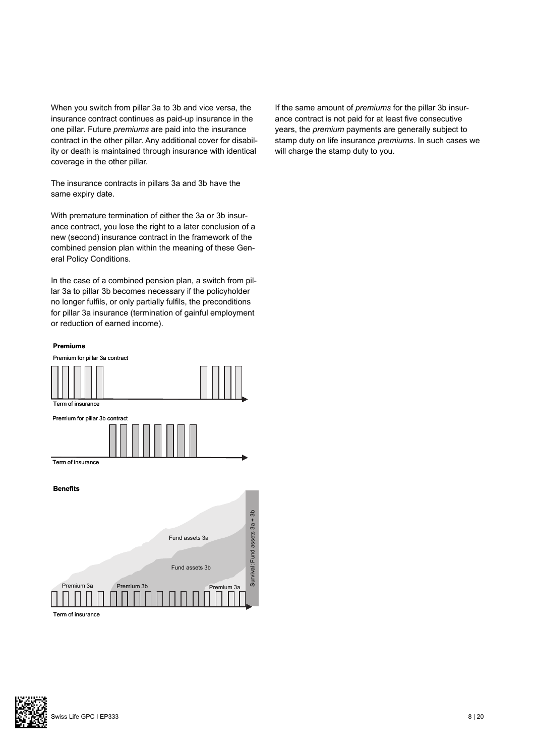When you switch from pillar 3a to 3b and vice versa, the insurance contract continues as paid-up insurance in the one pillar. Future *premiums* are paid into the insurance contract in the other pillar. Any additional cover for disability or death is maintained through insurance with identical coverage in the other pillar.

The insurance contracts in pillars 3a and 3b have the same expiry date.

With premature termination of either the 3a or 3b insurance contract, you lose the right to a later conclusion of a new (second) insurance contract in the framework of the combined pension plan within the meaning of these General Policy Conditions.

In the case of a combined pension plan, a switch from pillar 3a to pillar 3b becomes necessary if the policyholder no longer fulfils, or only partially fulfils, the preconditions for pillar 3a insurance (termination of gainful employment or reduction of earned income).

**Premiums**

Premium for pillar 3a contract

Term of insurance

Premium for pillar 3b contract

Term of insurance

**Benefits**

Fund assets 3a

Fund assets 3b

Survival: Fund assets 3a + 3b

Premium 3a Premium 3b Premium 3a

Term of insurance

If the same amount of *premiums* for the pillar 3b insurance contract is not paid for at least five consecutive years, the *premium* payments are generally subject to stamp duty on life insurance *premiums*. In such cases we will charge the stamp duty to you.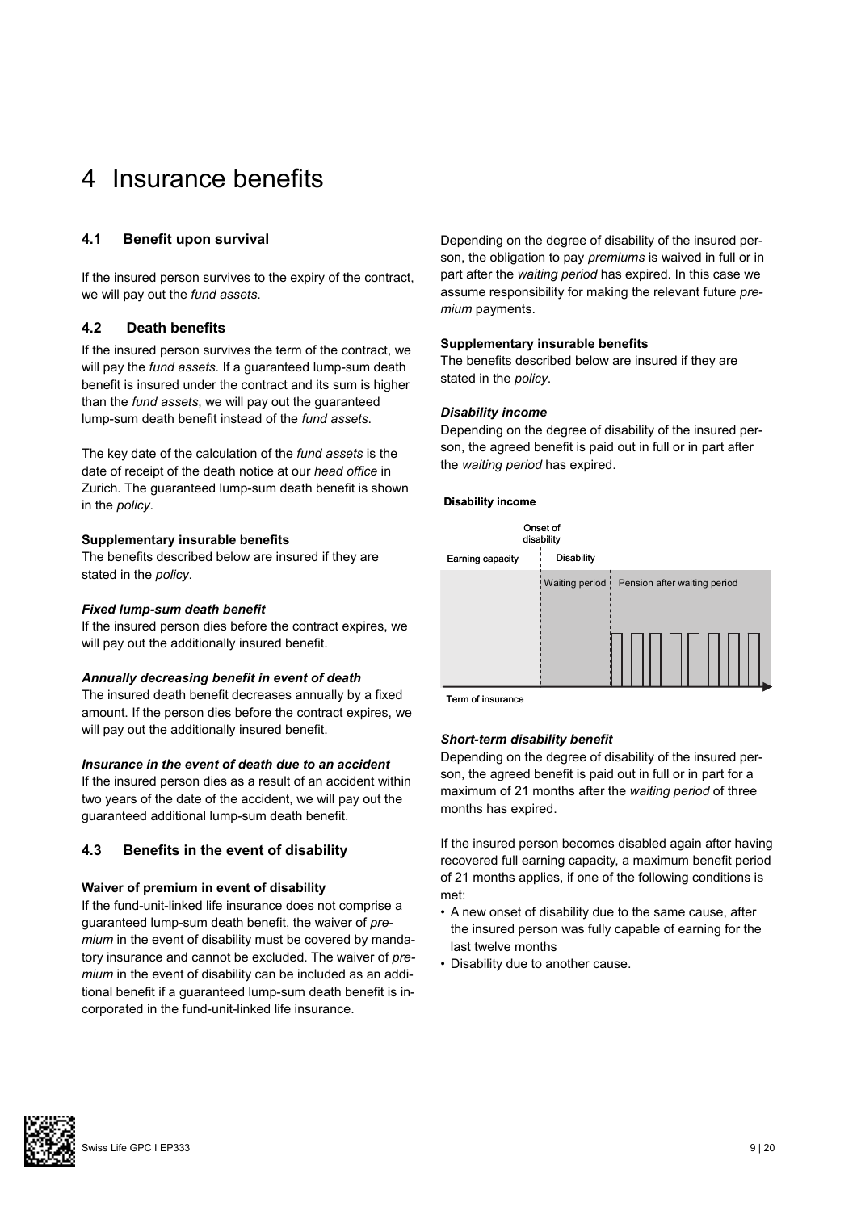# 4 Insurance benefits

## 4.1 Benefit upon survival

If the insured person survives to the expiry of the contract, we will pay out the *fund assets*.

## 4.2 Death benefits

If the insured person survives the term of the contract, we will pay the *fund assets*. If a guaranteed lump-sum death benefit is insured under the contract and its sum is higher than the *fund assets*, we will pay out the guaranteed lump-sum death benefit instead of the *fund assets*.

The key date of the calculation of the *fund assets* is the date of receipt of the death notice at our *head office* in Zurich. The guaranteed lump-sum death benefit is shown in the *policy*.

**Supplementary insurable benefits**
The benefits described below are insured if they are stated in the *policy*.

***Fixed lump-sum death benefit***
If the insured person dies before the contract expires, we will pay out the additionally insured benefit.

***Annually decreasing benefit in event of death***
The insured death benefit decreases annually by a fixed amount. If the person dies before the contract expires, we will pay out the additionally insured benefit.

***Insurance in the event of death due to an accident***
If the insured person dies as a result of an accident within two years of the date of the accident, we will pay out the guaranteed additional lump-sum death benefit.

## 4.3 Benefits in the event of disability

**Waiver of premium in event of disability**
If the fund-unit-linked life insurance does not comprise a guaranteed lump-sum death benefit, the waiver of *premium* in the event of disability must be covered by mandatory insurance and cannot be excluded. The waiver of *premium* in the event of disability can be included as an additional benefit if a guaranteed lump-sum death benefit is incorporated in the fund-unit-linked life insurance.

Depending on the degree of disability of the insured person, the obligation to pay *premiums* is waived in full or in part after the *waiting period* has expired. In this case we assume responsibility for making the relevant future *premium* payments.

**Supplementary insurable benefits**
The benefits described below are insured if they are stated in the *policy*.

***Disability income***
Depending on the degree of disability of the insured person, the agreed benefit is paid out in full or in part after the *waiting period* has expired.

**Disability income**

***Short-term disability benefit***
Depending on the degree of disability of the insured person, the agreed benefit is paid out in full or in part for a maximum of 21 months after the *waiting period* of three months has expired.

If the insured person becomes disabled again after having recovered full earning capacity, a maximum benefit period of 21 months applies, if one of the following conditions is met:

- A new onset of disability due to the same cause, after the insured person was fully capable of earning for the last twelve months
- Disability due to another cause.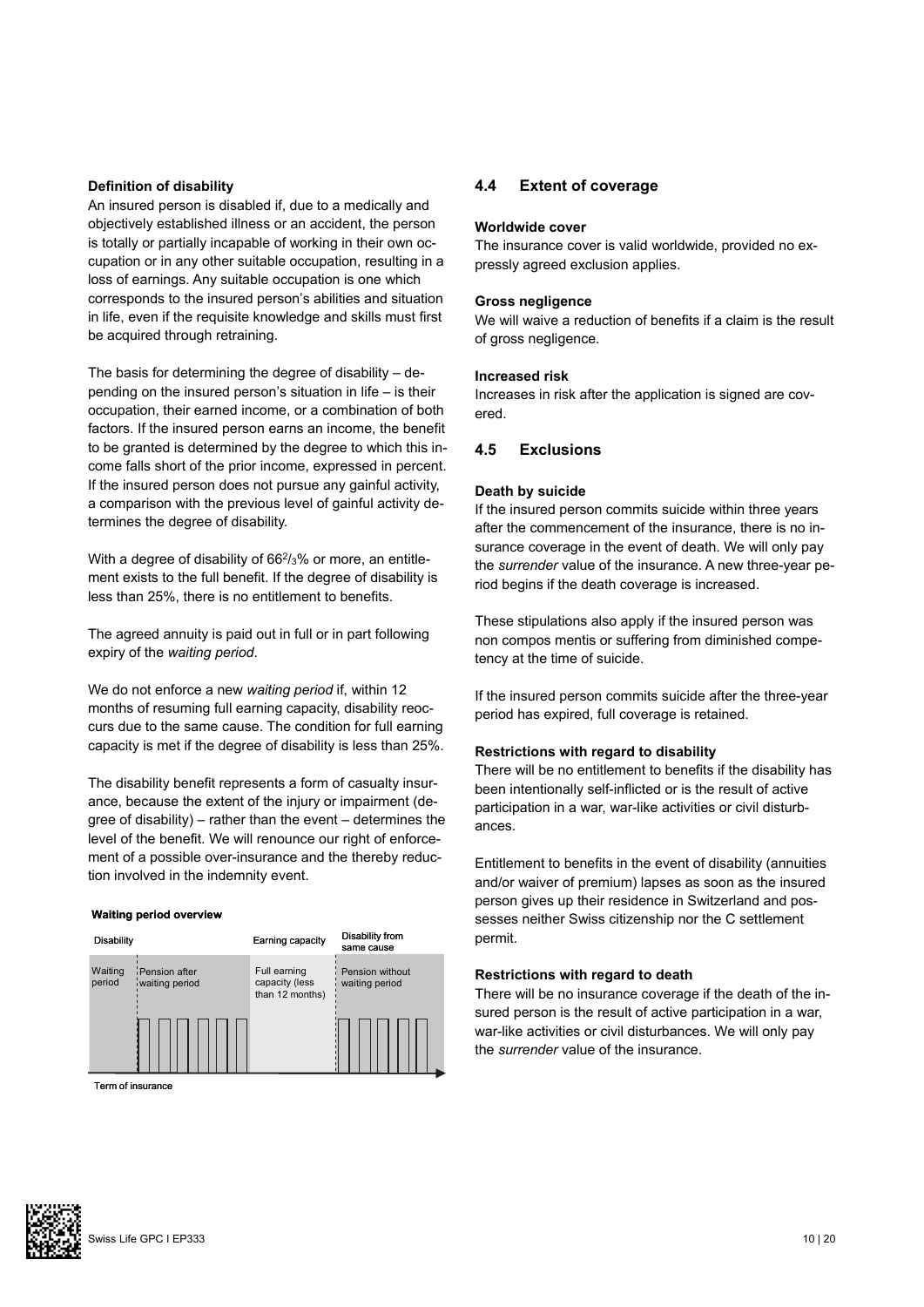#### Definition of disability

An insured person is disabled if, due to a medically and objectively established illness or an accident, the person is totally or partially incapable of working in their own occupation or in any other suitable occupation, resulting in a loss of earnings. Any suitable occupation is one which corresponds to the insured person's abilities and situation in life, even if the requisite knowledge and skills must first be acquired through retraining.

The basis for determining the degree of disability – depending on the insured person's situation in life – is their occupation, their earned income, or a combination of both factors. If the insured person earns an income, the benefit to be granted is determined by the degree to which this income falls short of the prior income, expressed in percent. If the insured person does not pursue any gainful activity, a comparison with the previous level of gainful activity determines the degree of disability.

With a degree of disability of $66^{2}/_{3}\%$ or more, an entitlement exists to the full benefit. If the degree of disability is less than 25%, there is no entitlement to benefits.

The agreed annuity is paid out in full or in part following expiry of the *waiting period*.

We do not enforce a new *waiting period* if, within 12 months of resuming full earning capacity, disability reoccurs due to the same cause. The condition for full earning capacity is met if the degree of disability is less than 25%.

The disability benefit represents a form of casualty insurance, because the extent of the injury or impairment (degree of disability) – rather than the event – determines the level of the benefit. We will renounce our right of enforcement of a possible over-insurance and the thereby reduction involved in the indemnity event.

**Waiting period overview**

| Disability | | Earning capacity | Disability from same cause |
|---|---|---|---|
| Waiting period | Pension after waiting period | Full earning capacity (less than 12 months) | Pension without waiting period |

Term of insurance

## 4.4 Extent of coverage

#### Worldwide cover

The insurance cover is valid worldwide, provided no expressly agreed exclusion applies.

#### Gross negligence

We will waive a reduction of benefits if a claim is the result of gross negligence.

#### Increased risk

Increases in risk after the application is signed are covered.

## 4.5 Exclusions

#### Death by suicide

If the insured person commits suicide within three years after the commencement of the insurance, there is no insurance coverage in the event of death. We will only pay the *surrender* value of the insurance. A new three-year period begins if the death coverage is increased.

These stipulations also apply if the insured person was non compos mentis or suffering from diminished competency at the time of suicide.

If the insured person commits suicide after the three-year period has expired, full coverage is retained.

#### Restrictions with regard to disability

There will be no entitlement to benefits if the disability has been intentionally self-inflicted or is the result of active participation in a war, war-like activities or civil disturbances.

Entitlement to benefits in the event of disability (annuities and/or waiver of premium) lapses as soon as the insured person gives up their residence in Switzerland and possesses neither Swiss citizenship nor the C settlement permit.

#### Restrictions with regard to death

There will be no insurance coverage if the death of the insured person is the result of active participation in a war, war-like activities or civil disturbances. We will only pay the *surrender* value of the insurance.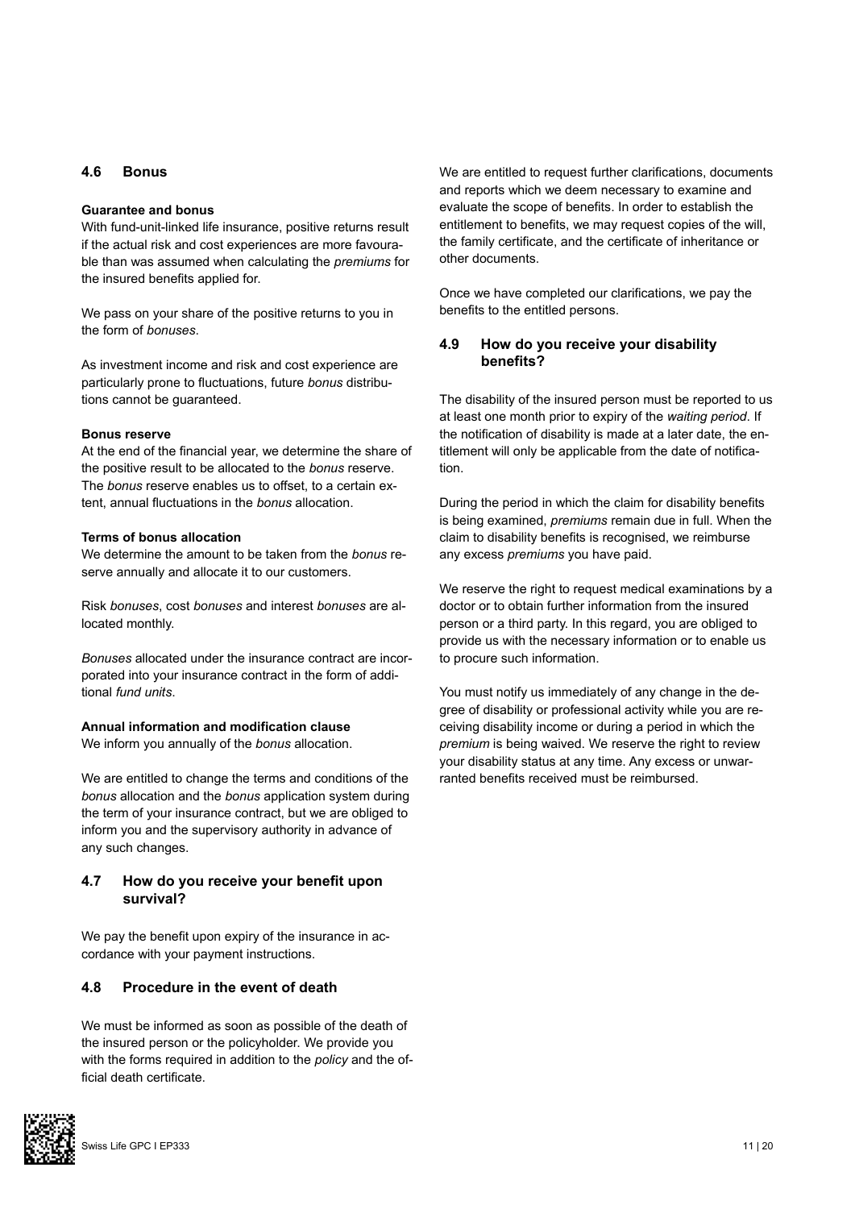## 4.6 Bonus

**Guarantee and bonus**

With fund-unit-linked life insurance, positive returns result if the actual risk and cost experiences are more favourable than was assumed when calculating the *premiums* for the insured benefits applied for.

We pass on your share of the positive returns to you in the form of *bonuses*.

As investment income and risk and cost experience are particularly prone to fluctuations, future *bonus* distributions cannot be guaranteed.

**Bonus reserve**

At the end of the financial year, we determine the share of the positive result to be allocated to the *bonus* reserve. The *bonus* reserve enables us to offset, to a certain extent, annual fluctuations in the *bonus* allocation.

**Terms of bonus allocation**

We determine the amount to be taken from the *bonus* reserve annually and allocate it to our customers.

Risk *bonuses*, cost *bonuses* and interest *bonuses* are allocated monthly.

*Bonuses* allocated under the insurance contract are incorporated into your insurance contract in the form of additional *fund units*.

**Annual information and modification clause**

We inform you annually of the *bonus* allocation.

We are entitled to change the terms and conditions of the *bonus* allocation and the *bonus* application system during the term of your insurance contract, but we are obliged to inform you and the supervisory authority in advance of any such changes.

## 4.7 How do you receive your benefit upon survival?

We pay the benefit upon expiry of the insurance in accordance with your payment instructions.

## 4.8 Procedure in the event of death

We must be informed as soon as possible of the death of the insured person or the policyholder. We provide you with the forms required in addition to the *policy* and the official death certificate.

We are entitled to request further clarifications, documents and reports which we deem necessary to examine and evaluate the scope of benefits. In order to establish the entitlement to benefits, we may request copies of the will, the family certificate, and the certificate of inheritance or other documents.

Once we have completed our clarifications, we pay the benefits to the entitled persons.

## 4.9 How do you receive your disability benefits?

The disability of the insured person must be reported to us at least one month prior to expiry of the *waiting period*. If the notification of disability is made at a later date, the entitlement will only be applicable from the date of notification.

During the period in which the claim for disability benefits is being examined, *premiums* remain due in full. When the claim to disability benefits is recognised, we reimburse any excess *premiums* you have paid.

We reserve the right to request medical examinations by a doctor or to obtain further information from the insured person or a third party. In this regard, you are obliged to provide us with the necessary information or to enable us to procure such information.

You must notify us immediately of any change in the degree of disability or professional activity while you are receiving disability income or during a period in which the *premium* is being waived. We reserve the right to review your disability status at any time. Any excess or unwarranted benefits received must be reimbursed.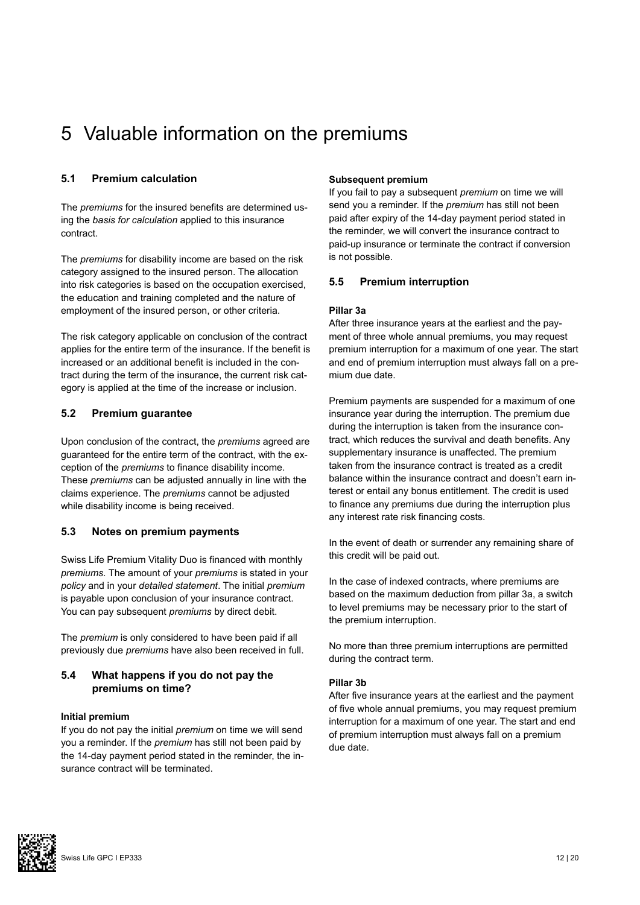# 5 Valuable information on the premiums

## 5.1 Premium calculation

The *premiums* for the insured benefits are determined using the *basis for calculation* applied to this insurance contract.

The *premiums* for disability income are based on the risk category assigned to the insured person. The allocation into risk categories is based on the occupation exercised, the education and training completed and the nature of employment of the insured person, or other criteria.

The risk category applicable on conclusion of the contract applies for the entire term of the insurance. If the benefit is increased or an additional benefit is included in the contract during the term of the insurance, the current risk category is applied at the time of the increase or inclusion.

## 5.2 Premium guarantee

Upon conclusion of the contract, the *premiums* agreed are guaranteed for the entire term of the contract, with the exception of the *premiums* to finance disability income. These *premiums* can be adjusted annually in line with the claims experience. The *premiums* cannot be adjusted while disability income is being received.

## 5.3 Notes on premium payments

Swiss Life Premium Vitality Duo is financed with monthly *premiums*. The amount of your *premiums* is stated in your *policy* and in your *detailed statement*. The initial *premium* is payable upon conclusion of your insurance contract. You can pay subsequent *premiums* by direct debit.

The *premium* is only considered to have been paid if all previously due *premiums* have also been received in full.

## 5.4 What happens if you do not pay the premiums on time?

**Initial premium**

If you do not pay the initial *premium* on time we will send you a reminder. If the *premium* has still not been paid by the 14-day payment period stated in the reminder, the insurance contract will be terminated.

**Subsequent premium**

If you fail to pay a subsequent *premium* on time we will send you a reminder. If the *premium* has still not been paid after expiry of the 14-day payment period stated in the reminder, we will convert the insurance contract to paid-up insurance or terminate the contract if conversion is not possible.

## 5.5 Premium interruption

**Pillar 3a**

After three insurance years at the earliest and the payment of three whole annual premiums, you may request premium interruption for a maximum of one year. The start and end of premium interruption must always fall on a premium due date.

Premium payments are suspended for a maximum of one insurance year during the interruption. The premium due during the interruption is taken from the insurance contract, which reduces the survival and death benefits. Any supplementary insurance is unaffected. The premium taken from the insurance contract is treated as a credit balance within the insurance contract and doesn't earn interest or entail any bonus entitlement. The credit is used to finance any premiums due during the interruption plus any interest rate risk financing costs.

In the event of death or surrender any remaining share of this credit will be paid out.

In the case of indexed contracts, where premiums are based on the maximum deduction from pillar 3a, a switch to level premiums may be necessary prior to the start of the premium interruption.

No more than three premium interruptions are permitted during the contract term.

**Pillar 3b**

After five insurance years at the earliest and the payment of five whole annual premiums, you may request premium interruption for a maximum of one year. The start and end of premium interruption must always fall on a premium due date.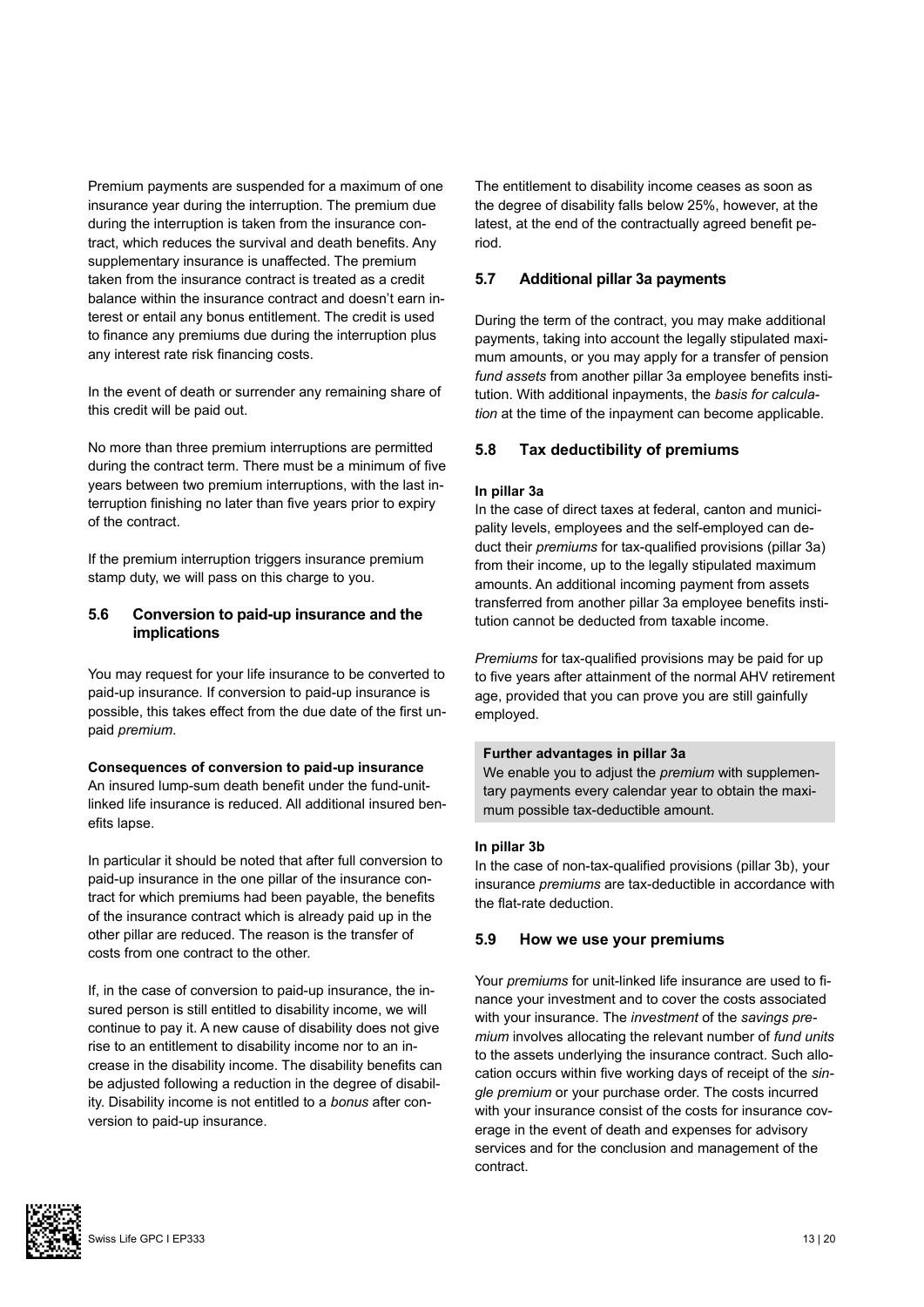Premium payments are suspended for a maximum of one insurance year during the interruption. The premium due during the interruption is taken from the insurance contract, which reduces the survival and death benefits. Any supplementary insurance is unaffected. The premium taken from the insurance contract is treated as a credit balance within the insurance contract and doesn't earn interest or entail any bonus entitlement. The credit is used to finance any premiums due during the interruption plus any interest rate risk financing costs.

In the event of death or surrender any remaining share of this credit will be paid out.

No more than three premium interruptions are permitted during the contract term. There must be a minimum of five years between two premium interruptions, with the last interruption finishing no later than five years prior to expiry of the contract.

If the premium interruption triggers insurance premium stamp duty, we will pass on this charge to you.

## 5.6 Conversion to paid-up insurance and the implications

You may request for your life insurance to be converted to paid-up insurance. If conversion to paid-up insurance is possible, this takes effect from the due date of the first unpaid *premium*.

**Consequences of conversion to paid-up insurance**
An insured lump-sum death benefit under the fund-unit-linked life insurance is reduced. All additional insured benefits lapse.

In particular it should be noted that after full conversion to paid-up insurance in the one pillar of the insurance contract for which premiums had been payable, the benefits of the insurance contract which is already paid up in the other pillar are reduced. The reason is the transfer of costs from one contract to the other.

If, in the case of conversion to paid-up insurance, the insured person is still entitled to disability income, we will continue to pay it. A new cause of disability does not give rise to an entitlement to disability income nor to an increase in the disability income. The disability benefits can be adjusted following a reduction in the degree of disability. Disability income is not entitled to a *bonus* after conversion to paid-up insurance.

The entitlement to disability income ceases as soon as the degree of disability falls below 25%, however, at the latest, at the end of the contractually agreed benefit period.

## 5.7 Additional pillar 3a payments

During the term of the contract, you may make additional payments, taking into account the legally stipulated maximum amounts, or you may apply for a transfer of pension *fund assets* from another pillar 3a employee benefits institution. With additional inpayments, the *basis for calculation* at the time of the inpayment can become applicable.

## 5.8 Tax deductibility of premiums

**In pillar 3a**
In the case of direct taxes at federal, canton and municipality levels, employees and the self-employed can deduct their *premiums* for tax-qualified provisions (pillar 3a) from their income, up to the legally stipulated maximum amounts. An additional incoming payment from assets transferred from another pillar 3a employee benefits institution cannot be deducted from taxable income.

*Premiums* for tax-qualified provisions may be paid for up to five years after attainment of the normal AHV retirement age, provided that you can prove you are still gainfully employed.

**Further advantages in pillar 3a**
We enable you to adjust the *premium* with supplementary payments every calendar year to obtain the maximum possible tax-deductible amount.

**In pillar 3b**
In the case of non-tax-qualified provisions (pillar 3b), your insurance *premiums* are tax-deductible in accordance with the flat-rate deduction.

## 5.9 How we use your premiums

Your *premiums* for unit-linked life insurance are used to finance your investment and to cover the costs associated with your insurance. The *investment* of the *savings premium* involves allocating the relevant number of *fund units* to the assets underlying the insurance contract. Such allocation occurs within five working days of receipt of the *single premium* or your purchase order. The costs incurred with your insurance consist of the costs for insurance coverage in the event of death and expenses for advisory services and for the conclusion and management of the contract.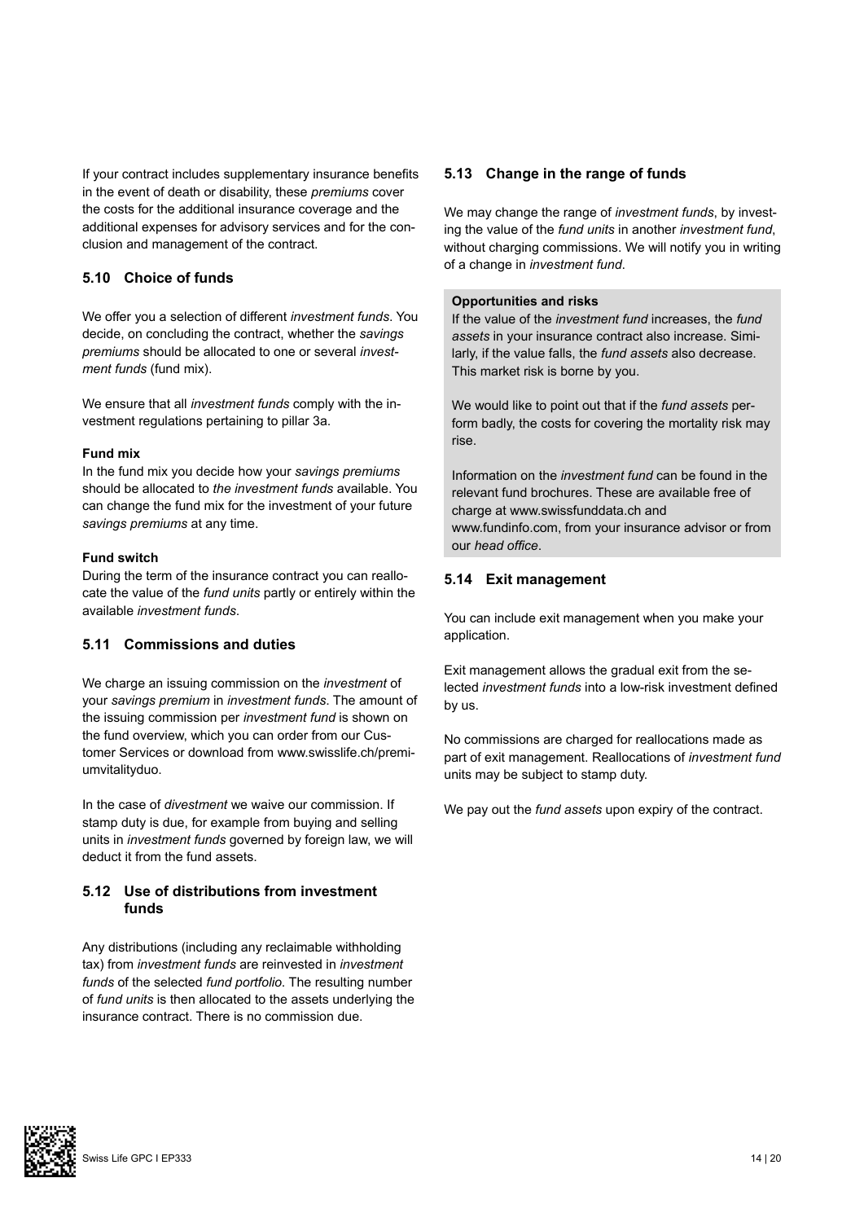If your contract includes supplementary insurance benefits in the event of death or disability, these *premiums* cover the costs for the additional insurance coverage and the additional expenses for advisory services and for the conclusion and management of the contract.

## 5.10 Choice of funds

We offer you a selection of different *investment funds*. You decide, on concluding the contract, whether the *savings premiums* should be allocated to one or several *investment funds* (fund mix).

We ensure that all *investment funds* comply with the investment regulations pertaining to pillar 3a.

**Fund mix**

In the fund mix you decide how your *savings premiums* should be allocated to *the investment funds* available. You can change the fund mix for the investment of your future *savings premiums* at any time.

**Fund switch**

During the term of the insurance contract you can reallocate the value of the *fund units* partly or entirely within the available *investment funds*.

## 5.11 Commissions and duties

We charge an issuing commission on the *investment* of your *savings premium* in *investment funds*. The amount of the issuing commission per *investment fund* is shown on the fund overview, which you can order from our Customer Services or download from www.swisslife.ch/premiumvitalityduo.

In the case of *divestment* we waive our commission. If stamp duty is due, for example from buying and selling units in *investment funds* governed by foreign law, we will deduct it from the fund assets.

## 5.12 Use of distributions from investment funds

Any distributions (including any reclaimable withholding tax) from *investment funds* are reinvested in *investment funds* of the selected *fund portfolio*. The resulting number of *fund units* is then allocated to the assets underlying the insurance contract. There is no commission due.

## 5.13 Change in the range of funds

We may change the range of *investment funds*, by investing the value of the *fund units* in another *investment fund*, without charging commissions. We will notify you in writing of a change in *investment fund*.

**Opportunities and risks**

If the value of the *investment fund* increases, the *fund assets* in your insurance contract also increase. Similarly, if the value falls, the *fund assets* also decrease. This market risk is borne by you.

We would like to point out that if the *fund assets* perform badly, the costs for covering the mortality risk may rise.

Information on the *investment fund* can be found in the relevant fund brochures. These are available free of charge at www.swissfunddata.ch and www.fundinfo.com, from your insurance advisor or from our *head office*.

## 5.14 Exit management

You can include exit management when you make your application.

Exit management allows the gradual exit from the selected *investment funds* into a low-risk investment defined by us.

No commissions are charged for reallocations made as part of exit management. Reallocations of *investment fund* units may be subject to stamp duty.

We pay out the *fund assets* upon expiry of the contract.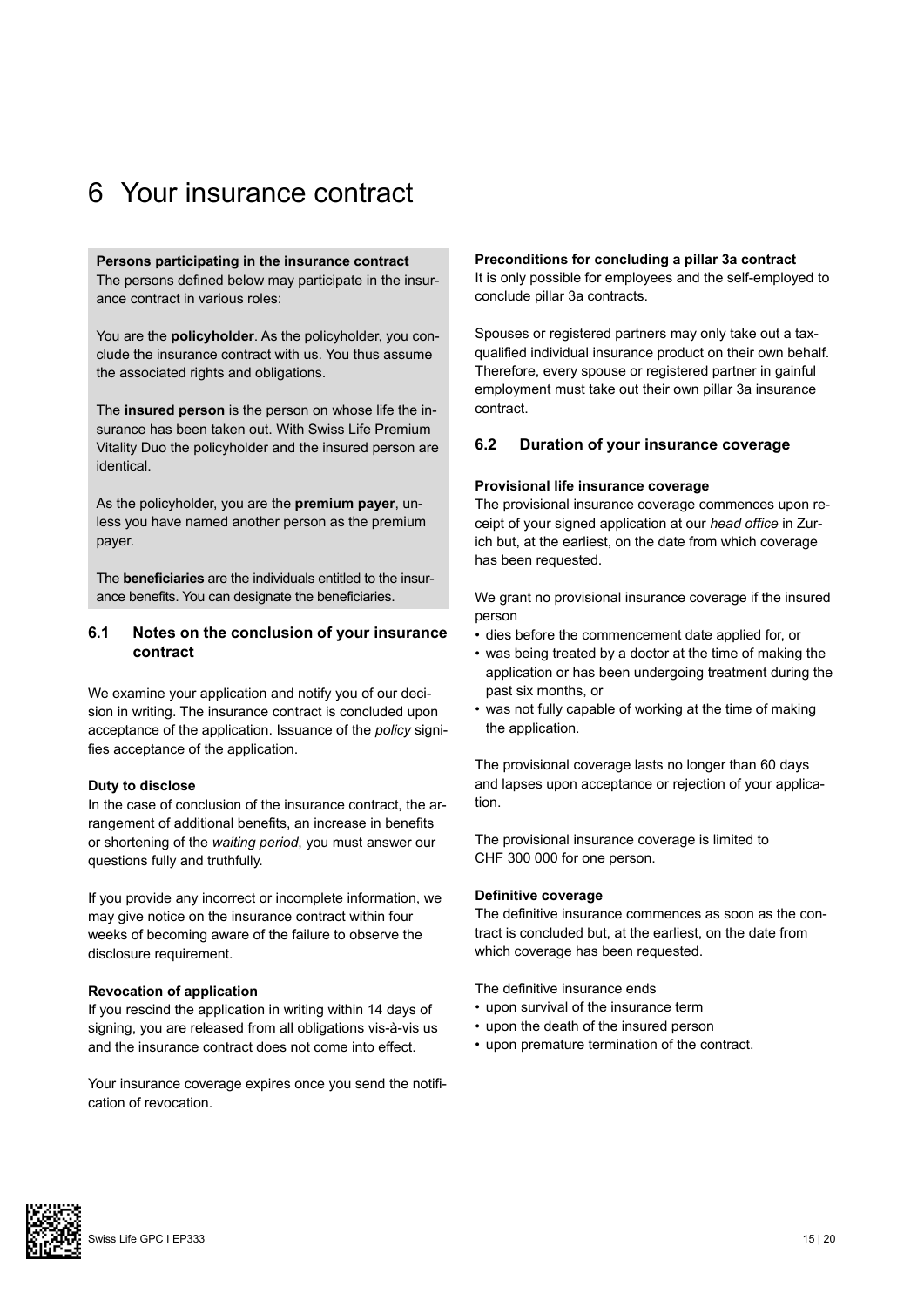# 6 Your insurance contract

**Persons participating in the insurance contract**
The persons defined below may participate in the insurance contract in various roles:

You are the **policyholder**. As the policyholder, you conclude the insurance contract with us. You thus assume the associated rights and obligations.

The **insured person** is the person on whose life the insurance has been taken out. With Swiss Life Premium Vitality Duo the policyholder and the insured person are identical.

As the policyholder, you are the **premium payer**, unless you have named another person as the premium payer.

The **beneficiaries** are the individuals entitled to the insurance benefits. You can designate the beneficiaries.

## 6.1 Notes on the conclusion of your insurance contract

We examine your application and notify you of our decision in writing. The insurance contract is concluded upon acceptance of the application. Issuance of the *policy* signifies acceptance of the application.

**Duty to disclose**
In the case of conclusion of the insurance contract, the arrangement of additional benefits, an increase in benefits or shortening of the *waiting period*, you must answer our questions fully and truthfully.

If you provide any incorrect or incomplete information, we may give notice on the insurance contract within four weeks of becoming aware of the failure to observe the disclosure requirement.

**Revocation of application**
If you rescind the application in writing within 14 days of signing, you are released from all obligations vis-à-vis us and the insurance contract does not come into effect.

Your insurance coverage expires once you send the notification of revocation.

**Preconditions for concluding a pillar 3a contract**
It is only possible for employees and the self-employed to conclude pillar 3a contracts.

Spouses or registered partners may only take out a tax-qualified individual insurance product on their own behalf. Therefore, every spouse or registered partner in gainful employment must take out their own pillar 3a insurance contract.

## 6.2 Duration of your insurance coverage

**Provisional life insurance coverage**
The provisional insurance coverage commences upon receipt of your signed application at our *head office* in Zurich but, at the earliest, on the date from which coverage has been requested.

We grant no provisional insurance coverage if the insured person

- dies before the commencement date applied for, or
- was being treated by a doctor at the time of making the application or has been undergoing treatment during the past six months, or
- was not fully capable of working at the time of making the application.

The provisional coverage lasts no longer than 60 days and lapses upon acceptance or rejection of your application.

The provisional insurance coverage is limited to CHF 300 000 for one person.

**Definitive coverage**
The definitive insurance commences as soon as the contract is concluded but, at the earliest, on the date from which coverage has been requested.

The definitive insurance ends

- upon survival of the insurance term
- upon the death of the insured person
- upon premature termination of the contract.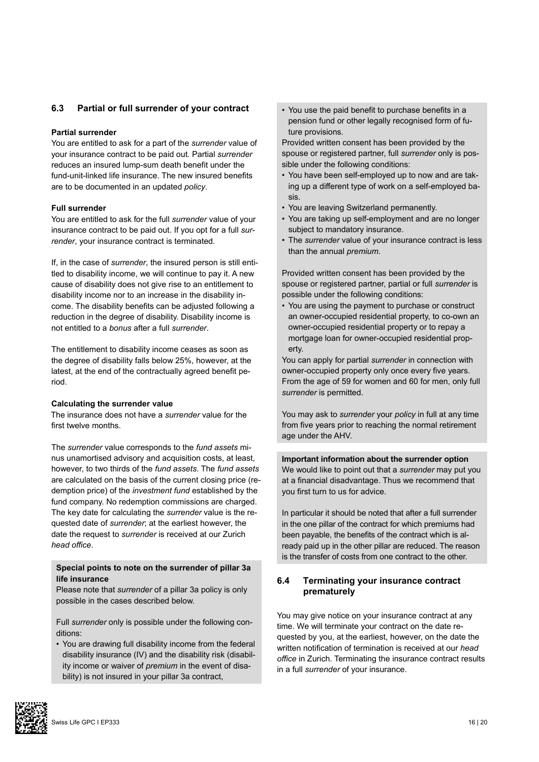## 6.3 Partial or full surrender of your contract

**Partial surrender**

You are entitled to ask for a part of the *surrender* value of your insurance contract to be paid out. Partial *surrender* reduces an insured lump-sum death benefit under the fund-unit-linked life insurance. The new insured benefits are to be documented in an updated *policy*.

**Full surrender**

You are entitled to ask for the full *surrender* value of your insurance contract to be paid out. If you opt for a full *surrender*, your insurance contract is terminated.

If, in the case of *surrender*, the insured person is still entitled to disability income, we will continue to pay it. A new cause of disability does not give rise to an entitlement to disability income nor to an increase in the disability income. The disability benefits can be adjusted following a reduction in the degree of disability. Disability income is not entitled to a *bonus* after a full *surrender*.

The entitlement to disability income ceases as soon as the degree of disability falls below 25%, however, at the latest, at the end of the contractually agreed benefit period.

**Calculating the surrender value**

The insurance does not have a *surrender* value for the first twelve months.

The *surrender* value corresponds to the *fund assets* minus unamortised advisory and acquisition costs, at least, however, to two thirds of the *fund assets*. The *fund assets* are calculated on the basis of the current closing price (redemption price) of the *investment fund* established by the fund company. No redemption commissions are charged. The key date for calculating the *surrender* value is the requested date of *surrender*; at the earliest however, the date the request to *surrender* is received at our Zurich *head office*.

**Special points to note on the surrender of pillar 3a life insurance**

Please note that *surrender* of a pillar 3a policy is only possible in the cases described below.

Full *surrender* only is possible under the following conditions:

- You are drawing full disability income from the federal disability insurance (IV) and the disability risk (disability income or waiver of *premium* in the event of disability) is not insured in your pillar 3a contract,
- You use the paid benefit to purchase benefits in a pension fund or other legally recognised form of future provisions.

Provided written consent has been provided by the spouse or registered partner, full *surrender* only is possible under the following conditions:

- You have been self-employed up to now and are taking up a different type of work on a self-employed basis.
- You are leaving Switzerland permanently.
- You are taking up self-employment and are no longer subject to mandatory insurance.
- The *surrender* value of your insurance contract is less than the annual *premium*.

Provided written consent has been provided by the spouse or registered partner, partial or full *surrender* is possible under the following conditions:

- You are using the payment to purchase or construct an owner-occupied residential property, to co-own an owner-occupied residential property or to repay a mortgage loan for owner-occupied residential property.

You can apply for partial *surrender* in connection with owner-occupied property only once every five years. From the age of 59 for women and 60 for men, only full *surrender* is permitted.

You may ask to *surrender* your *policy* in full at any time from five years prior to reaching the normal retirement age under the AHV.

**Important information about the surrender option**

We would like to point out that a *surrender* may put you at a financial disadvantage. Thus we recommend that you first turn to us for advice.

In particular it should be noted that after a full surrender in the one pillar of the contract for which premiums had been payable, the benefits of the contract which is already paid up in the other pillar are reduced. The reason is the transfer of costs from one contract to the other.

## 6.4 Terminating your insurance contract prematurely

You may give notice on your insurance contract at any time. We will terminate your contract on the date requested by you, at the earliest, however, on the date the written notification of termination is received at our *head office* in Zurich. Terminating the insurance contract results in a full *surrender* of your insurance.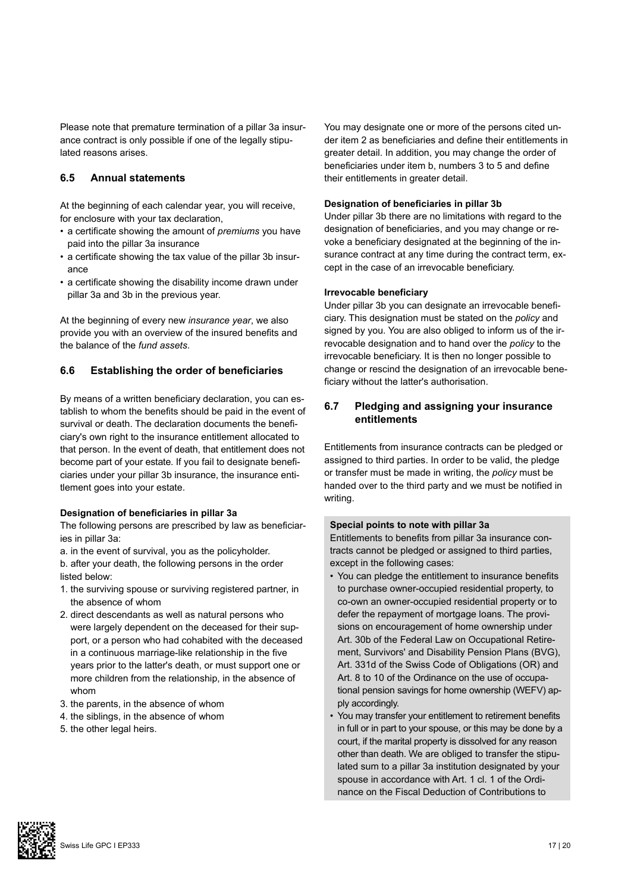Please note that premature termination of a pillar 3a insurance contract is only possible if one of the legally stipulated reasons arises.

### 6.5 Annual statements

At the beginning of each calendar year, you will receive, for enclosure with your tax declaration,

- a certificate showing the amount of *premiums* you have paid into the pillar 3a insurance
- a certificate showing the tax value of the pillar 3b insurance
- a certificate showing the disability income drawn under pillar 3a and 3b in the previous year.

At the beginning of every new *insurance year*, we also provide you with an overview of the insured benefits and the balance of the *fund assets*.

### 6.6 Establishing the order of beneficiaries

By means of a written beneficiary declaration, you can establish to whom the benefits should be paid in the event of survival or death. The declaration documents the beneficiary's own right to the insurance entitlement allocated to that person. In the event of death, that entitlement does not become part of your estate. If you fail to designate beneficiaries under your pillar 3b insurance, the insurance entitlement goes into your estate.

**Designation of beneficiaries in pillar 3a**
The following persons are prescribed by law as beneficiaries in pillar 3a:

a. in the event of survival, you as the policyholder.

b. after your death, the following persons in the order listed below:

1. the surviving spouse or surviving registered partner, in the absence of whom
2. direct descendants as well as natural persons who were largely dependent on the deceased for their support, or a person who had cohabited with the deceased in a continuous marriage-like relationship in the five years prior to the latter's death, or must support one or more children from the relationship, in the absence of whom
3. the parents, in the absence of whom
4. the siblings, in the absence of whom
5. the other legal heirs.

You may designate one or more of the persons cited under item 2 as beneficiaries and define their entitlements in greater detail. In addition, you may change the order of beneficiaries under item b, numbers 3 to 5 and define their entitlements in greater detail.

**Designation of beneficiaries in pillar 3b**
Under pillar 3b there are no limitations with regard to the designation of beneficiaries, and you may change or revoke a beneficiary designated at the beginning of the insurance contract at any time during the contract term, except in the case of an irrevocable beneficiary.

**Irrevocable beneficiary**
Under pillar 3b you can designate an irrevocable beneficiary. This designation must be stated on the *policy* and signed by you. You are also obliged to inform us of the irrevocable designation and to hand over the *policy* to the irrevocable beneficiary. It is then no longer possible to change or rescind the designation of an irrevocable beneficiary without the latter's authorisation.

### 6.7 Pledging and assigning your insurance entitlements

Entitlements from insurance contracts can be pledged or assigned to third parties. In order to be valid, the pledge or transfer must be made in writing, the *policy* must be handed over to the third party and we must be notified in writing.

**Special points to note with pillar 3a**
Entitlements to benefits from pillar 3a insurance contracts cannot be pledged or assigned to third parties, except in the following cases:

- You can pledge the entitlement to insurance benefits to purchase owner-occupied residential property, to co-own an owner-occupied residential property or to defer the repayment of mortgage loans. The provisions on encouragement of home ownership under Art. 30b of the Federal Law on Occupational Retirement, Survivors' and Disability Pension Plans (BVG), Art. 331d of the Swiss Code of Obligations (OR) and Art. 8 to 10 of the Ordinance on the use of occupational pension savings for home ownership (WEFV) apply accordingly.
- You may transfer your entitlement to retirement benefits in full or in part to your spouse, or this may be done by a court, if the marital property is dissolved for any reason other than death. We are obliged to transfer the stipulated sum to a pillar 3a institution designated by your spouse in accordance with Art. 1 cl. 1 of the Ordinance on the Fiscal Deduction of Contributions to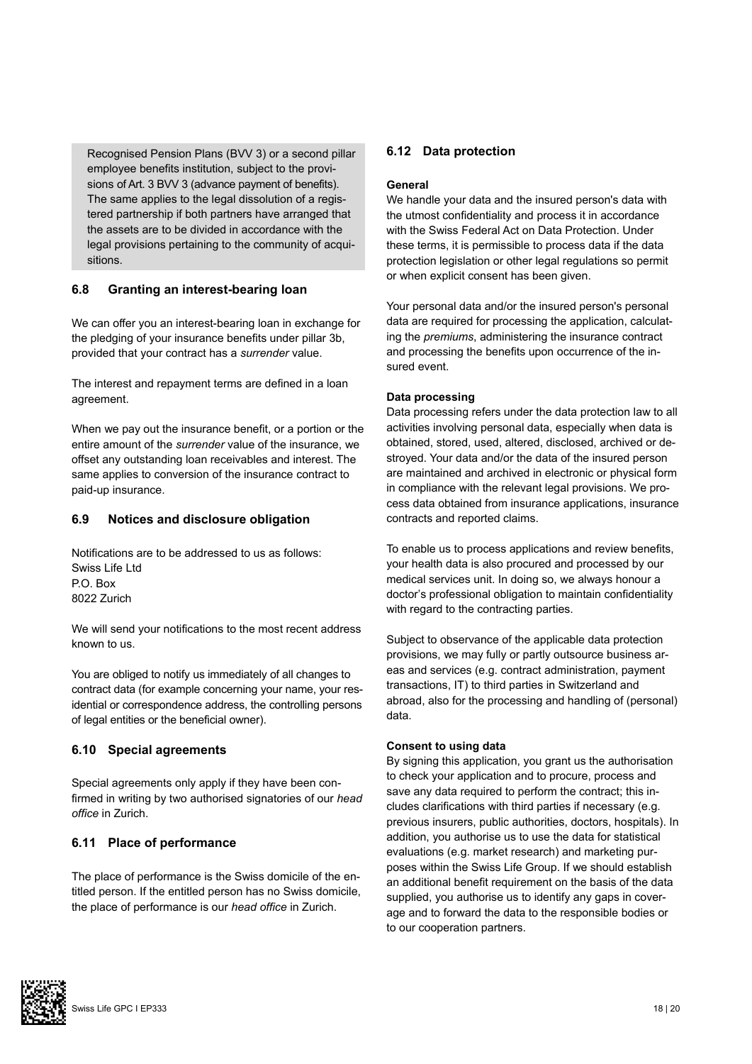Recognised Pension Plans (BVV 3) or a second pillar employee benefits institution, subject to the provisions of Art. 3 BVV 3 (advance payment of benefits). The same applies to the legal dissolution of a registered partnership if both partners have arranged that the assets are to be divided in accordance with the legal provisions pertaining to the community of acquisitions.

## 6.8 Granting an interest-bearing loan

We can offer you an interest-bearing loan in exchange for the pledging of your insurance benefits under pillar 3b, provided that your contract has a *surrender* value.

The interest and repayment terms are defined in a loan agreement.

When we pay out the insurance benefit, or a portion or the entire amount of the *surrender* value of the insurance, we offset any outstanding loan receivables and interest. The same applies to conversion of the insurance contract to paid-up insurance.

## 6.9 Notices and disclosure obligation

Notifications are to be addressed to us as follows:
Swiss Life Ltd
P.O. Box
8022 Zurich

We will send your notifications to the most recent address known to us.

You are obliged to notify us immediately of all changes to contract data (for example concerning your name, your residential or correspondence address, the controlling persons of legal entities or the beneficial owner).

## 6.10 Special agreements

Special agreements only apply if they have been confirmed in writing by two authorised signatories of our *head office* in Zurich.

## 6.11 Place of performance

The place of performance is the Swiss domicile of the entitled person. If the entitled person has no Swiss domicile, the place of performance is our *head office* in Zurich.

## 6.12 Data protection

**General**
We handle your data and the insured person's data with the utmost confidentiality and process it in accordance with the Swiss Federal Act on Data Protection. Under these terms, it is permissible to process data if the data protection legislation or other legal regulations so permit or when explicit consent has been given.

Your personal data and/or the insured person's personal data are required for processing the application, calculating the *premiums*, administering the insurance contract and processing the benefits upon occurrence of the insured event.

**Data processing**
Data processing refers under the data protection law to all activities involving personal data, especially when data is obtained, stored, used, altered, disclosed, archived or destroyed. Your data and/or the data of the insured person are maintained and archived in electronic or physical form in compliance with the relevant legal provisions. We process data obtained from insurance applications, insurance contracts and reported claims.

To enable us to process applications and review benefits, your health data is also procured and processed by our medical services unit. In doing so, we always honour a doctor's professional obligation to maintain confidentiality with regard to the contracting parties.

Subject to observance of the applicable data protection provisions, we may fully or partly outsource business areas and services (e.g. contract administration, payment transactions, IT) to third parties in Switzerland and abroad, also for the processing and handling of (personal) data.

**Consent to using data**
By signing this application, you grant us the authorisation to check your application and to procure, process and save any data required to perform the contract; this includes clarifications with third parties if necessary (e.g. previous insurers, public authorities, doctors, hospitals). In addition, you authorise us to use the data for statistical evaluations (e.g. market research) and marketing purposes within the Swiss Life Group. If we should establish an additional benefit requirement on the basis of the data supplied, you authorise us to identify any gaps in coverage and to forward the data to the responsible bodies or to our cooperation partners.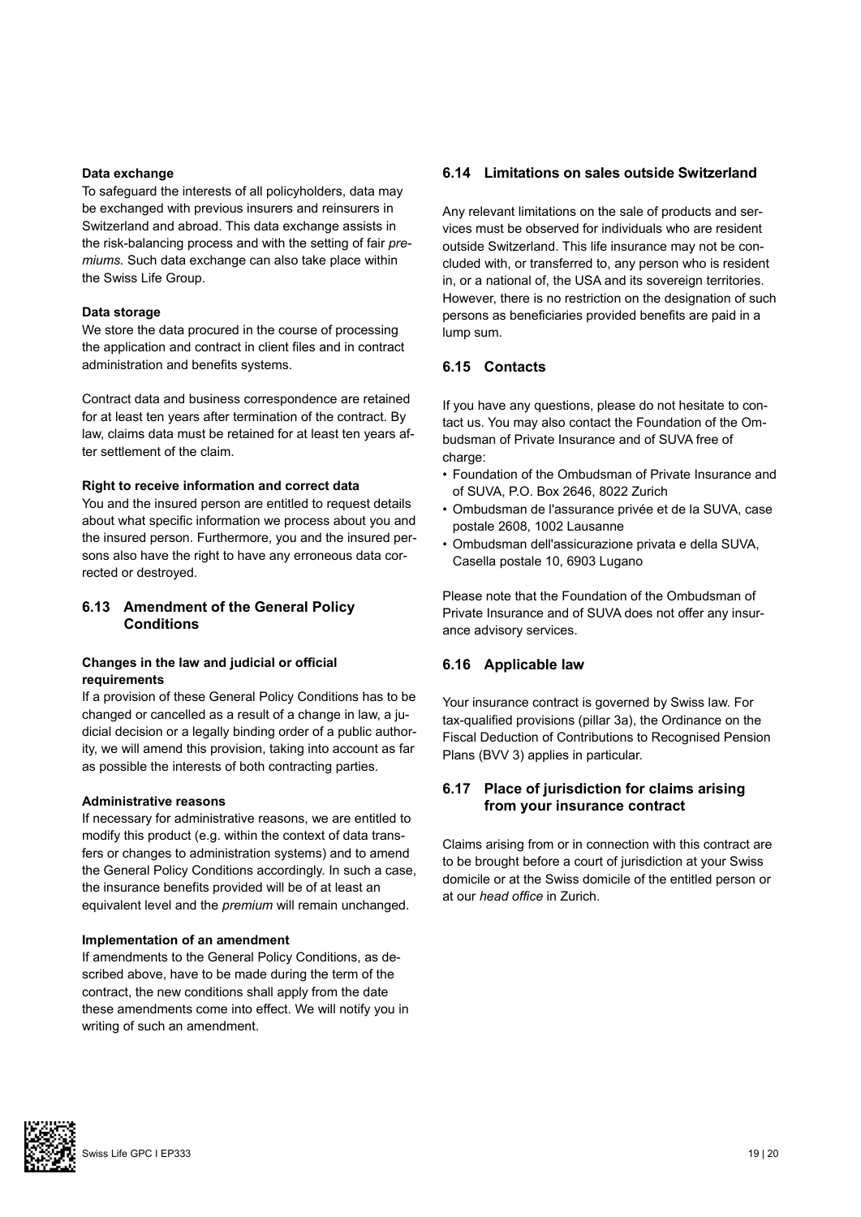**Data exchange**

To safeguard the interests of all policyholders, data may be exchanged with previous insurers and reinsurers in Switzerland and abroad. This data exchange assists in the risk-balancing process and with the setting of fair *premiums.* Such data exchange can also take place within the Swiss Life Group.

**Data storage**

We store the data procured in the course of processing the application and contract in client files and in contract administration and benefits systems.

Contract data and business correspondence are retained for at least ten years after termination of the contract. By law, claims data must be retained for at least ten years after settlement of the claim.

**Right to receive information and correct data**

You and the insured person are entitled to request details about what specific information we process about you and the insured person. Furthermore, you and the insured persons also have the right to have any erroneous data corrected or destroyed.

## 6.13 Amendment of the General Policy Conditions

**Changes in the law and judicial or official requirements**

If a provision of these General Policy Conditions has to be changed or cancelled as a result of a change in law, a judicial decision or a legally binding order of a public authority, we will amend this provision, taking into account as far as possible the interests of both contracting parties.

**Administrative reasons**

If necessary for administrative reasons, we are entitled to modify this product (e.g. within the context of data transfers or changes to administration systems) and to amend the General Policy Conditions accordingly. In such a case, the insurance benefits provided will be of at least an equivalent level and the *premium* will remain unchanged.

**Implementation of an amendment**

If amendments to the General Policy Conditions, as described above, have to be made during the term of the contract, the new conditions shall apply from the date these amendments come into effect. We will notify you in writing of such an amendment.

## 6.14 Limitations on sales outside Switzerland

Any relevant limitations on the sale of products and services must be observed for individuals who are resident outside Switzerland. This life insurance may not be concluded with, or transferred to, any person who is resident in, or a national of, the USA and its sovereign territories. However, there is no restriction on the designation of such persons as beneficiaries provided benefits are paid in a lump sum.

## 6.15 Contacts

If you have any questions, please do not hesitate to contact us. You may also contact the Foundation of the Ombudsman of Private Insurance and of SUVA free of charge:

- Foundation of the Ombudsman of Private Insurance and of SUVA, P.O. Box 2646, 8022 Zurich
- Ombudsman de l'assurance privée et de la SUVA, case postale 2608, 1002 Lausanne
- Ombudsman dell'assicurazione privata e della SUVA, Casella postale 10, 6903 Lugano

Please note that the Foundation of the Ombudsman of Private Insurance and of SUVA does not offer any insurance advisory services.

## 6.16 Applicable law

Your insurance contract is governed by Swiss law. For tax-qualified provisions (pillar 3a), the Ordinance on the Fiscal Deduction of Contributions to Recognised Pension Plans (BVV 3) applies in particular.

## 6.17 Place of jurisdiction for claims arising from your insurance contract

Claims arising from or in connection with this contract are to be brought before a court of jurisdiction at your Swiss domicile or at the Swiss domicile of the entitled person or at our *head office* in Zurich.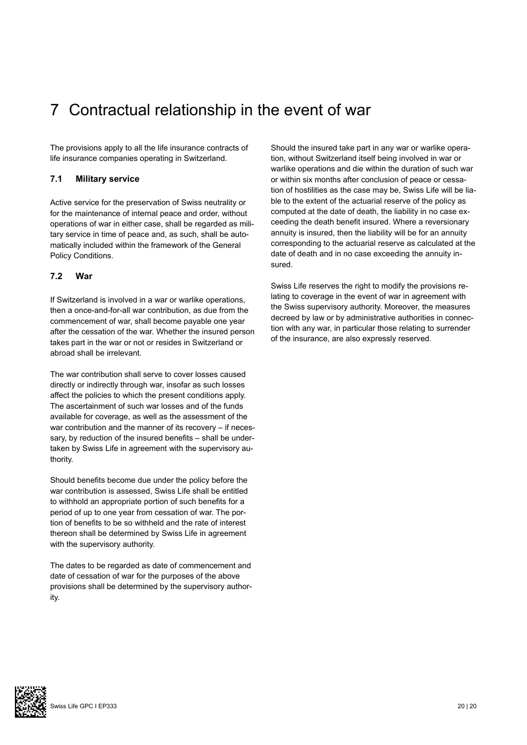# 7 Contractual relationship in the event of war

The provisions apply to all the life insurance contracts of life insurance companies operating in Switzerland.

## 7.1 Military service

Active service for the preservation of Swiss neutrality or for the maintenance of internal peace and order, without operations of war in either case, shall be regarded as military service in time of peace and, as such, shall be automatically included within the framework of the General Policy Conditions.

## 7.2 War

If Switzerland is involved in a war or warlike operations, then a once-and-for-all war contribution, as due from the commencement of war, shall become payable one year after the cessation of the war. Whether the insured person takes part in the war or not or resides in Switzerland or abroad shall be irrelevant.

The war contribution shall serve to cover losses caused directly or indirectly through war, insofar as such losses affect the policies to which the present conditions apply. The ascertainment of such war losses and of the funds available for coverage, as well as the assessment of the war contribution and the manner of its recovery – if necessary, by reduction of the insured benefits – shall be undertaken by Swiss Life in agreement with the supervisory authority.

Should benefits become due under the policy before the war contribution is assessed, Swiss Life shall be entitled to withhold an appropriate portion of such benefits for a period of up to one year from cessation of war. The portion of benefits to be so withheld and the rate of interest thereon shall be determined by Swiss Life in agreement with the supervisory authority.

The dates to be regarded as date of commencement and date of cessation of war for the purposes of the above provisions shall be determined by the supervisory authority.

Should the insured take part in any war or warlike operation, without Switzerland itself being involved in war or warlike operations and die within the duration of such war or within six months after conclusion of peace or cessation of hostilities as the case may be, Swiss Life will be liable to the extent of the actuarial reserve of the policy as computed at the date of death, the liability in no case exceeding the death benefit insured. Where a reversionary annuity is insured, then the liability will be for an annuity corresponding to the actuarial reserve as calculated at the date of death and in no case exceeding the annuity insured.

Swiss Life reserves the right to modify the provisions relating to coverage in the event of war in agreement with the Swiss supervisory authority. Moreover, the measures decreed by law or by administrative authorities in connection with any war, in particular those relating to surrender of the insurance, are also expressly reserved.